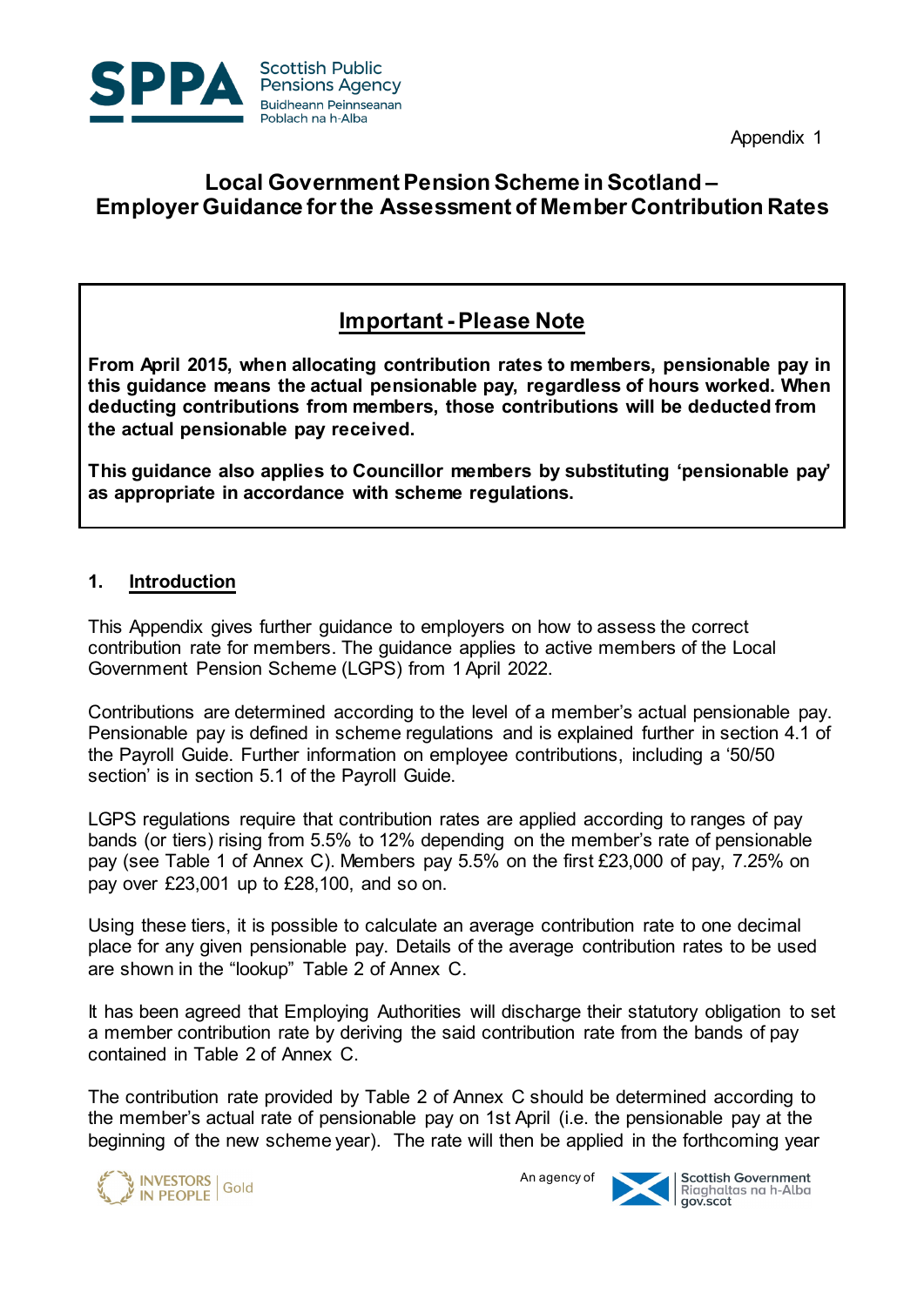Appendix 1

# Local Government Pension Scheme in Scotland – Employer Guidance for the Assessment of Member Contribution Rates

## Important - Please Note

**From April 2015, when allocating contribution rates to members, pensionable pay in this guidance means the actual pensionable pay, regardless of hours worked. When deducting contributions from members, those contributions will be deducted from the actual pensionable pay received.**

**This guidance also applies to Councillor members by substituting 'pensionable pay' as appropriate in accordance with scheme regulations.**

## 1. Introduction

This Appendix gives further guidance to employers on how to assess the correct contribution rate for members. The guidance applies to active members of the Local Government Pension Scheme (LGPS) from 1 April 2022.

Contributions are determined according to the level of a member's actual pensionable pay. Pensionable pay is defined in scheme regulations and is explained further in section 4.1 of the Payroll Guide. Further information on employee contributions, including a '50/50 section' is in section 5.1 of the Payroll Guide.

LGPS regulations require that contribution rates are applied according to ranges of pay bands (or tiers) rising from 5.5% to 12% depending on the member's rate of pensionable pay (see Table 1 of Annex C). Members pay 5.5% on the first £23,000 of pay, 7.25% on pay over £23,001 up to £28,100, and so on.

Using these tiers, it is possible to calculate an average contribution rate to one decimal place for any given pensionable pay. Details of the average contribution rates to be used are shown in the "lookup" Table 2 of Annex C.

It has been agreed that Employing Authorities will discharge their statutory obligation to set a member contribution rate by deriving the said contribution rate from the bands of pay contained in Table 2 of Annex C.

The contribution rate provided by Table 2 of Annex C should be determined according to the member's actual rate of pensionable pay on 1st April (i.e. the pensionable pay at the beginning of the new scheme year). The rate will then be applied in the forthcoming year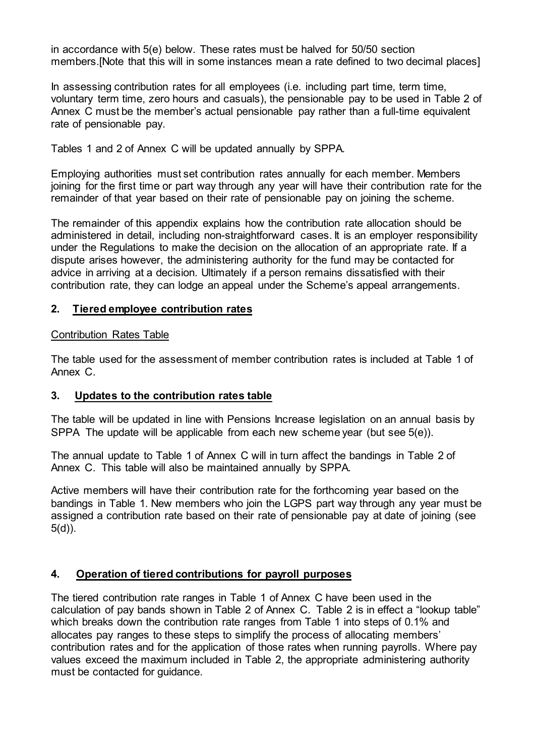in accordance with 5(e) below. These rates must be halved for 50/50 section members.[Note that this will in some instances mean a rate defined to two decimal places]

In assessing contribution rates for all employees (i.e. including part time, term time, voluntary term time, zero hours and casuals), the pensionable pay to be used in Table 2 of Annex C must be the member's actual pensionable pay rather than a full-time equivalent rate of pensionable pay.

Tables 1 and 2 of Annex C will be updated annually by SPPA.

Employing authorities must set contribution rates annually for each member. Members joining for the first time or part way through any year will have their contribution rate for the remainder of that year based on their rate of pensionable pay on joining the scheme.

The remainder of this appendix explains how the contribution rate allocation should be administered in detail, including non-straightforward cases. It is an employer responsibility under the Regulations to make the decision on the allocation of an appropriate rate. If a dispute arises however, the administering authority for the fund may be contacted for advice in arriving at a decision. Ultimately if a person remains dissatisfied with their contribution rate, they can lodge an appeal under the Scheme's appeal arrangements.

## 2. Tiered employee contribution rates

Contribution Rates Table

The table used for the assessment of member contribution rates is included at Table 1 of Annex C.

## 3. Updates to the contribution rates table

The table will be updated in line with Pensions Increase legislation on an annual basis by SPPA The update will be applicable from each new scheme year (but see 5(e)).

The annual update to Table 1 of Annex C will in turn affect the bandings in Table 2 of Annex C. This table will also be maintained annually by SPPA.

Active members will have their contribution rate for the forthcoming year based on the bandings in Table 1. New members who join the LGPS part way through any year must be assigned a contribution rate based on their rate of pensionable pay at date of joining (see 5(d)).

## 4. Operation of tiered contributions for payroll purposes

The tiered contribution rate ranges in Table 1 of Annex C have been used in the calculation of pay bands shown in Table 2 of Annex C. Table 2 is in effect a "lookup table" which breaks down the contribution rate ranges from Table 1 into steps of 0.1% and allocates pay ranges to these steps to simplify the process of allocating members' contribution rates and for the application of those rates when running payrolls. Where pay values exceed the maximum included in Table 2, the appropriate administering authority must be contacted for guidance.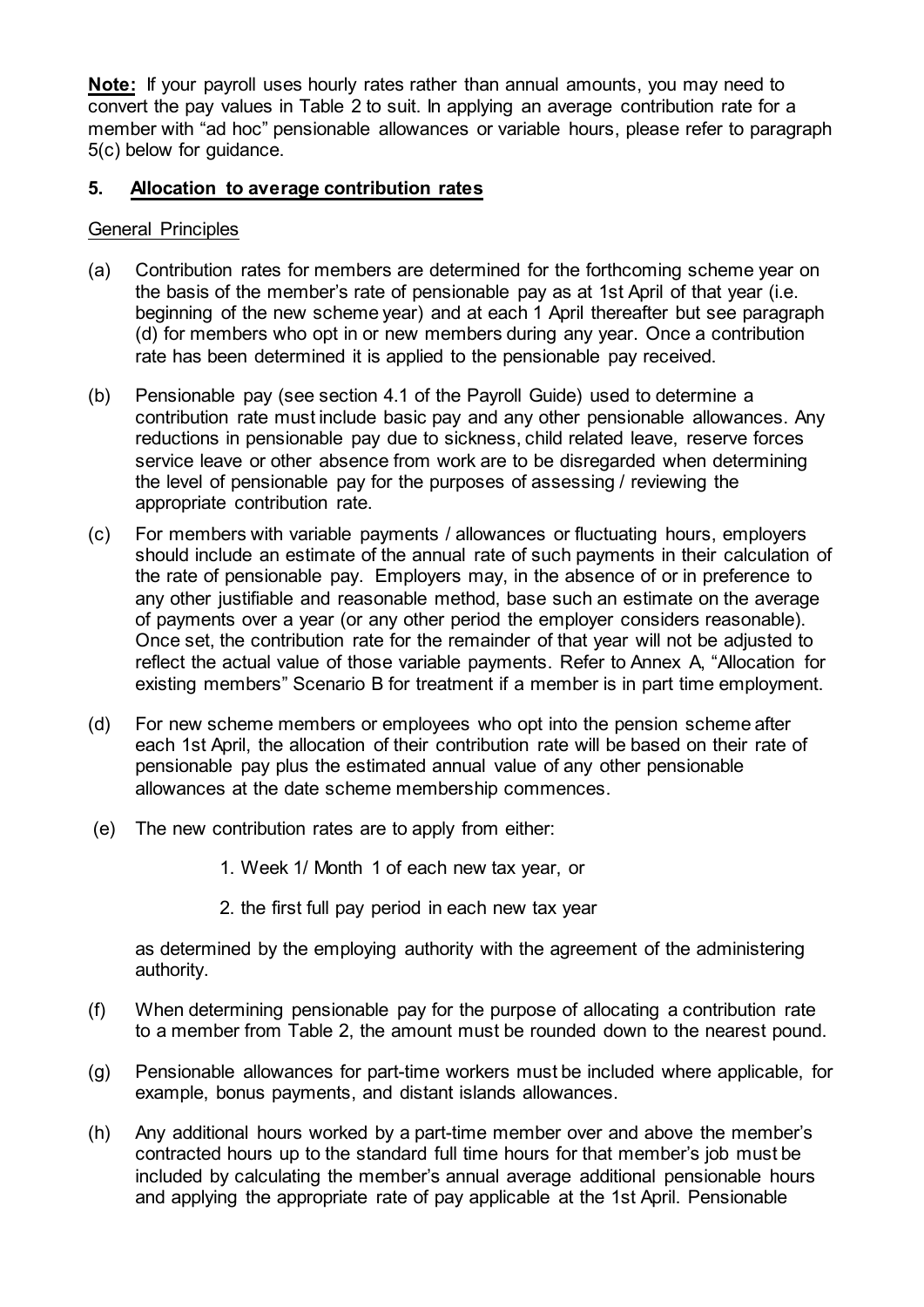**Note:** If your payroll uses hourly rates rather than annual amounts, you may need to convert the pay values in Table 2 to suit. In applying an average contribution rate for a member with "ad hoc" pensionable allowances or variable hours, please refer to paragraph 5(c) below for guidance.

## 5. Allocation to average contribution rates

General Principles

(a) Contribution rates for members are determined for the forthcoming scheme year on the basis of the member's rate of pensionable pay as at 1st April of that year (i.e. beginning of the new scheme year) and at each 1 April thereafter but see paragraph (d) for members who opt in or new members during any year. Once a contribution rate has been determined it is applied to the pensionable pay received.

(b) Pensionable pay (see section 4.1 of the Payroll Guide) used to determine a contribution rate must include basic pay and any other pensionable allowances. Any reductions in pensionable pay due to sickness, child related leave, reserve forces service leave or other absence from work are to be disregarded when determining the level of pensionable pay for the purposes of assessing / reviewing the appropriate contribution rate.

(c) For members with variable payments / allowances or fluctuating hours, employers should include an estimate of the annual rate of such payments in their calculation of the rate of pensionable pay. Employers may, in the absence of or in preference to any other justifiable and reasonable method, base such an estimate on the average of payments over a year (or any other period the employer considers reasonable). Once set, the contribution rate for the remainder of that year will not be adjusted to reflect the actual value of those variable payments. Refer to Annex A, "Allocation for existing members" Scenario B for treatment if a member is in part time employment.

(d) For new scheme members or employees who opt into the pension scheme after each 1st April, the allocation of their contribution rate will be based on their rate of pensionable pay plus the estimated annual value of any other pensionable allowances at the date scheme membership commences.

(e) The new contribution rates are to apply from either:

1. Week 1/ Month 1 of each new tax year, or
2. the first full pay period in each new tax year

as determined by the employing authority with the agreement of the administering authority.

(f) When determining pensionable pay for the purpose of allocating a contribution rate to a member from Table 2, the amount must be rounded down to the nearest pound.

(g) Pensionable allowances for part-time workers must be included where applicable, for example, bonus payments, and distant islands allowances.

(h) Any additional hours worked by a part-time member over and above the member's contracted hours up to the standard full time hours for that member's job must be included by calculating the member's annual average additional pensionable hours and applying the appropriate rate of pay applicable at the 1st April. Pensionable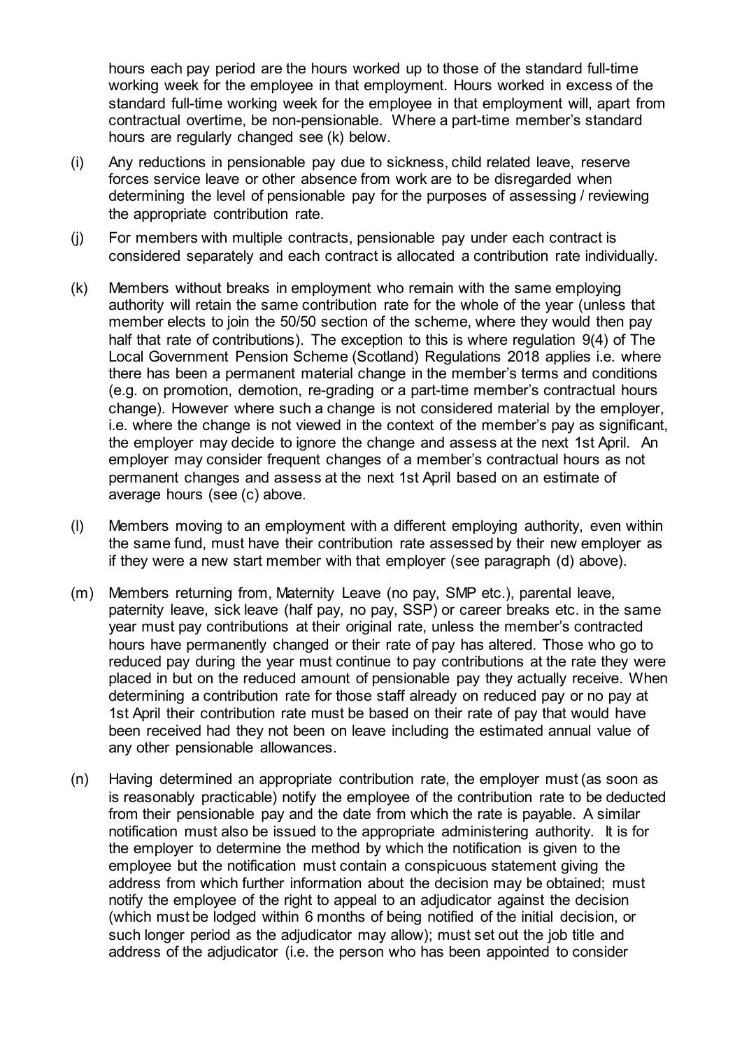hours each pay period are the hours worked up to those of the standard full-time working week for the employee in that employment. Hours worked in excess of the standard full-time working week for the employee in that employment will, apart from contractual overtime, be non-pensionable. Where a part-time member's standard hours are regularly changed see (k) below.

(i) Any reductions in pensionable pay due to sickness, child related leave, reserve forces service leave or other absence from work are to be disregarded when determining the level of pensionable pay for the purposes of assessing / reviewing the appropriate contribution rate.

(j) For members with multiple contracts, pensionable pay under each contract is considered separately and each contract is allocated a contribution rate individually.

(k) Members without breaks in employment who remain with the same employing authority will retain the same contribution rate for the whole of the year (unless that member elects to join the 50/50 section of the scheme, where they would then pay half that rate of contributions). The exception to this is where regulation 9(4) of The Local Government Pension Scheme (Scotland) Regulations 2018 applies i.e. where there has been a permanent material change in the member's terms and conditions (e.g. on promotion, demotion, re-grading or a part-time member's contractual hours change). However where such a change is not considered material by the employer, i.e. where the change is not viewed in the context of the member's pay as significant, the employer may decide to ignore the change and assess at the next 1st April. An employer may consider frequent changes of a member's contractual hours as not permanent changes and assess at the next 1st April based on an estimate of average hours (see (c) above.

(l) Members moving to an employment with a different employing authority, even within the same fund, must have their contribution rate assessed by their new employer as if they were a new start member with that employer (see paragraph (d) above).

(m) Members returning from, Maternity Leave (no pay, SMP etc.), parental leave, paternity leave, sick leave (half pay, no pay, SSP) or career breaks etc. in the same year must pay contributions at their original rate, unless the member's contracted hours have permanently changed or their rate of pay has altered. Those who go to reduced pay during the year must continue to pay contributions at the rate they were placed in but on the reduced amount of pensionable pay they actually receive. When determining a contribution rate for those staff already on reduced pay or no pay at 1st April their contribution rate must be based on their rate of pay that would have been received had they not been on leave including the estimated annual value of any other pensionable allowances.

(n) Having determined an appropriate contribution rate, the employer must (as soon as is reasonably practicable) notify the employee of the contribution rate to be deducted from their pensionable pay and the date from which the rate is payable. A similar notification must also be issued to the appropriate administering authority. It is for the employer to determine the method by which the notification is given to the employee but the notification must contain a conspicuous statement giving the address from which further information about the decision may be obtained; must notify the employee of the right to appeal to an adjudicator against the decision (which must be lodged within 6 months of being notified of the initial decision, or such longer period as the adjudicator may allow); must set out the job title and address of the adjudicator (i.e. the person who has been appointed to consider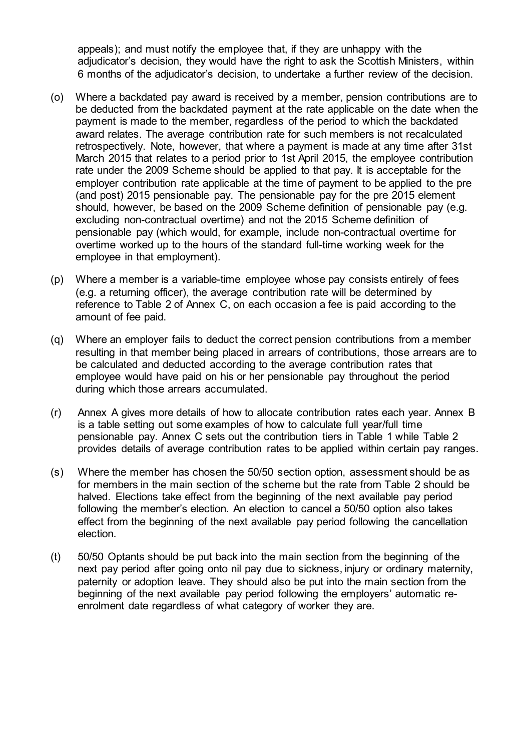appeals); and must notify the employee that, if they are unhappy with the adjudicator's decision, they would have the right to ask the Scottish Ministers, within 6 months of the adjudicator's decision, to undertake a further review of the decision.

(o) Where a backdated pay award is received by a member, pension contributions are to be deducted from the backdated payment at the rate applicable on the date when the payment is made to the member, regardless of the period to which the backdated award relates. The average contribution rate for such members is not recalculated retrospectively. Note, however, that where a payment is made at any time after 31st March 2015 that relates to a period prior to 1st April 2015, the employee contribution rate under the 2009 Scheme should be applied to that pay. It is acceptable for the employer contribution rate applicable at the time of payment to be applied to the pre (and post) 2015 pensionable pay. The pensionable pay for the pre 2015 element should, however, be based on the 2009 Scheme definition of pensionable pay (e.g. excluding non-contractual overtime) and not the 2015 Scheme definition of pensionable pay (which would, for example, include non-contractual overtime for overtime worked up to the hours of the standard full-time working week for the employee in that employment).

(p) Where a member is a variable-time employee whose pay consists entirely of fees (e.g. a returning officer), the average contribution rate will be determined by reference to Table 2 of Annex C, on each occasion a fee is paid according to the amount of fee paid.

(q) Where an employer fails to deduct the correct pension contributions from a member resulting in that member being placed in arrears of contributions, those arrears are to be calculated and deducted according to the average contribution rates that employee would have paid on his or her pensionable pay throughout the period during which those arrears accumulated.

(r) Annex A gives more details of how to allocate contribution rates each year. Annex B is a table setting out some examples of how to calculate full year/full time pensionable pay. Annex C sets out the contribution tiers in Table 1 while Table 2 provides details of average contribution rates to be applied within certain pay ranges.

(s) Where the member has chosen the 50/50 section option, assessment should be as for members in the main section of the scheme but the rate from Table 2 should be halved. Elections take effect from the beginning of the next available pay period following the member's election. An election to cancel a 50/50 option also takes effect from the beginning of the next available pay period following the cancellation election.

(t) 50/50 Optants should be put back into the main section from the beginning of the next pay period after going onto nil pay due to sickness, injury or ordinary maternity, paternity or adoption leave. They should also be put into the main section from the beginning of the next available pay period following the employers' automatic re-enrolment date regardless of what category of worker they are.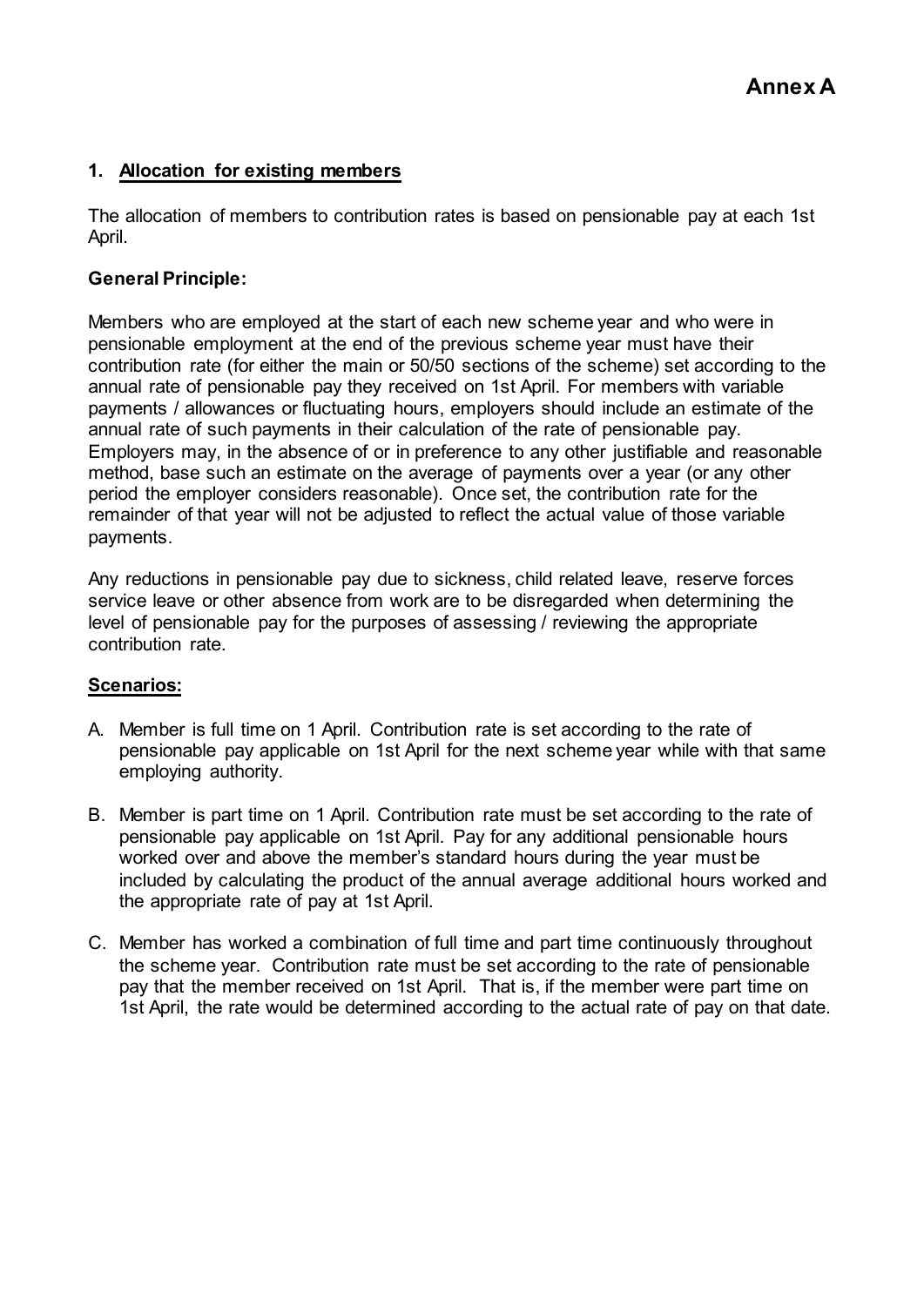# Annex A

## 1. Allocation for existing members

The allocation of members to contribution rates is based on pensionable pay at each 1st April.

**General Principle:**

Members who are employed at the start of each new scheme year and who were in pensionable employment at the end of the previous scheme year must have their contribution rate (for either the main or 50/50 sections of the scheme) set according to the annual rate of pensionable pay they received on 1st April. For members with variable payments / allowances or fluctuating hours, employers should include an estimate of the annual rate of such payments in their calculation of the rate of pensionable pay. Employers may, in the absence of or in preference to any other justifiable and reasonable method, base such an estimate on the average of payments over a year (or any other period the employer considers reasonable). Once set, the contribution rate for the remainder of that year will not be adjusted to reflect the actual value of those variable payments.

Any reductions in pensionable pay due to sickness, child related leave, reserve forces service leave or other absence from work are to be disregarded when determining the level of pensionable pay for the purposes of assessing / reviewing the appropriate contribution rate.

**Scenarios:**

A. Member is full time on 1 April. Contribution rate is set according to the rate of pensionable pay applicable on 1st April for the next scheme year while with that same employing authority.

B. Member is part time on 1 April. Contribution rate must be set according to the rate of pensionable pay applicable on 1st April. Pay for any additional pensionable hours worked over and above the member's standard hours during the year must be included by calculating the product of the annual average additional hours worked and the appropriate rate of pay at 1st April.

C. Member has worked a combination of full time and part time continuously throughout the scheme year. Contribution rate must be set according to the rate of pensionable pay that the member received on 1st April. That is, if the member were part time on 1st April, the rate would be determined according to the actual rate of pay on that date.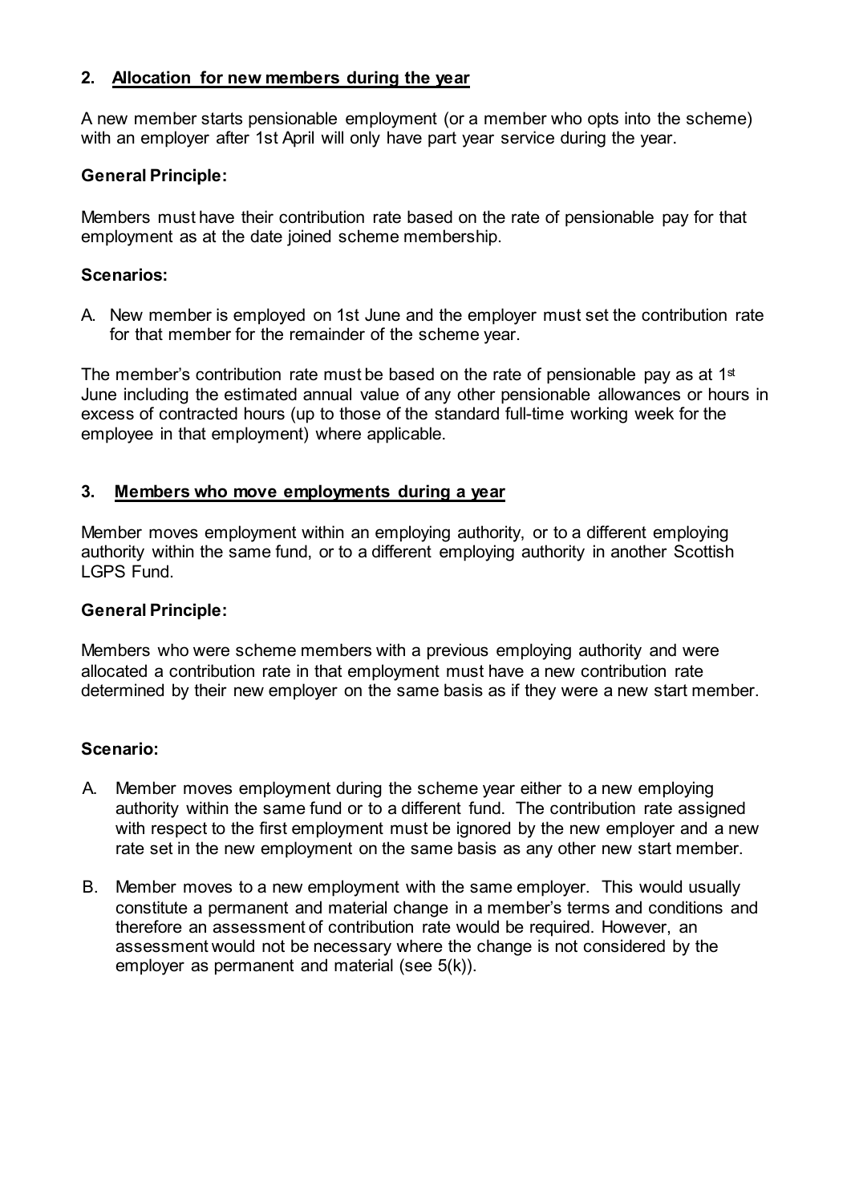## 2. Allocation for new members during the year

A new member starts pensionable employment (or a member who opts into the scheme) with an employer after 1st April will only have part year service during the year.

**General Principle:**

Members must have their contribution rate based on the rate of pensionable pay for that employment as at the date joined scheme membership.

**Scenarios:**

A. New member is employed on 1st June and the employer must set the contribution rate for that member for the remainder of the scheme year.

The member's contribution rate must be based on the rate of pensionable pay as at 1st June including the estimated annual value of any other pensionable allowances or hours in excess of contracted hours (up to those of the standard full-time working week for the employee in that employment) where applicable.

## 3. Members who move employments during a year

Member moves employment within an employing authority, or to a different employing authority within the same fund, or to a different employing authority in another Scottish LGPS Fund.

**General Principle:**

Members who were scheme members with a previous employing authority and were allocated a contribution rate in that employment must have a new contribution rate determined by their new employer on the same basis as if they were a new start member.

**Scenario:**

A. Member moves employment during the scheme year either to a new employing authority within the same fund or to a different fund. The contribution rate assigned with respect to the first employment must be ignored by the new employer and a new rate set in the new employment on the same basis as any other new start member.

B. Member moves to a new employment with the same employer. This would usually constitute a permanent and material change in a member's terms and conditions and therefore an assessment of contribution rate would be required. However, an assessment would not be necessary where the change is not considered by the employer as permanent and material (see 5(k)).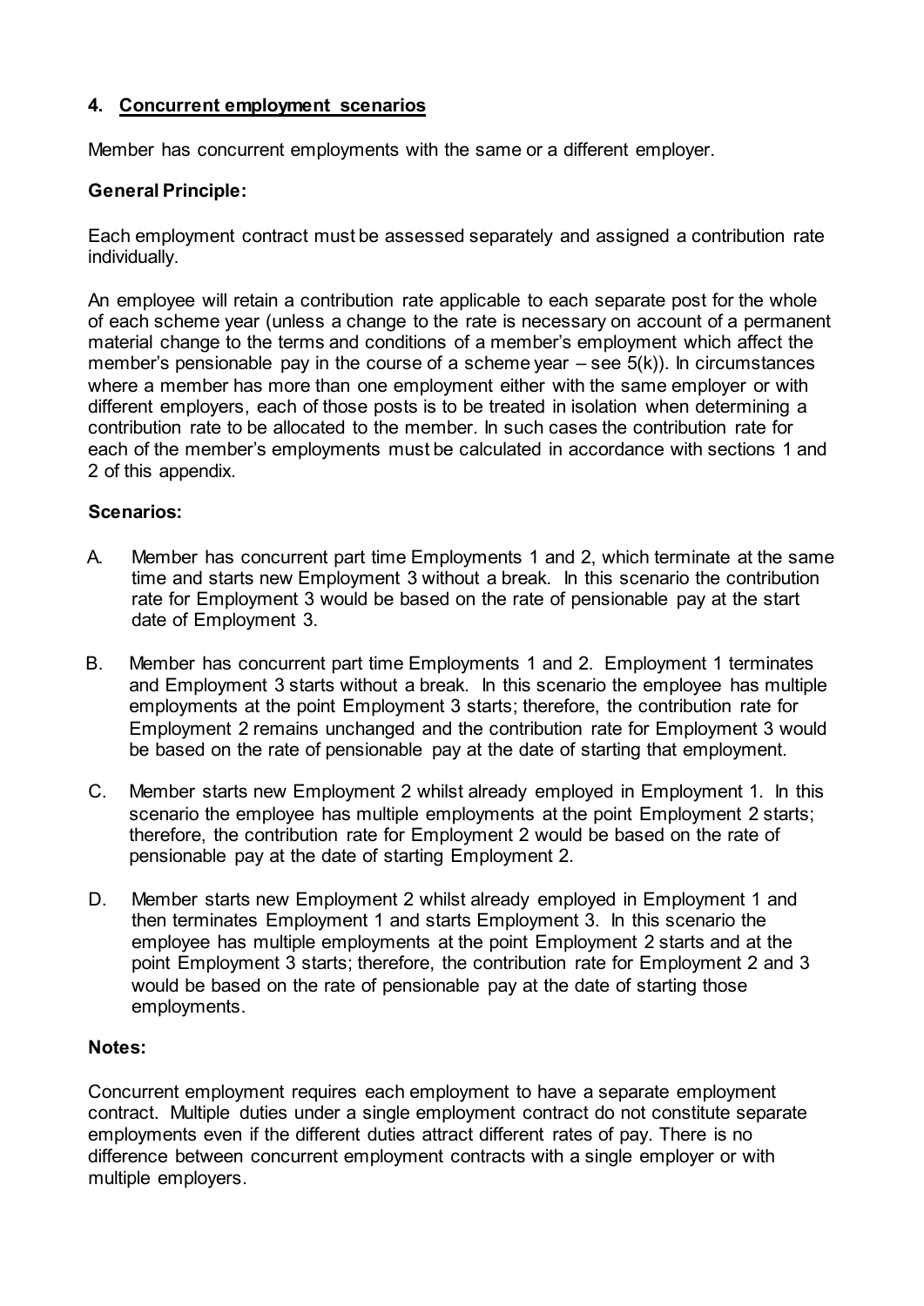## 4. Concurrent employment scenarios

Member has concurrent employments with the same or a different employer.

**General Principle:**

Each employment contract must be assessed separately and assigned a contribution rate individually.

An employee will retain a contribution rate applicable to each separate post for the whole of each scheme year (unless a change to the rate is necessary on account of a permanent material change to the terms and conditions of a member's employment which affect the member's pensionable pay in the course of a scheme year – see 5(k)). In circumstances where a member has more than one employment either with the same employer or with different employers, each of those posts is to be treated in isolation when determining a contribution rate to be allocated to the member. In such cases the contribution rate for each of the member's employments must be calculated in accordance with sections 1 and 2 of this appendix.

**Scenarios:**

A. Member has concurrent part time Employments 1 and 2, which terminate at the same time and starts new Employment 3 without a break. In this scenario the contribution rate for Employment 3 would be based on the rate of pensionable pay at the start date of Employment 3.

B. Member has concurrent part time Employments 1 and 2. Employment 1 terminates and Employment 3 starts without a break. In this scenario the employee has multiple employments at the point Employment 3 starts; therefore, the contribution rate for Employment 2 remains unchanged and the contribution rate for Employment 3 would be based on the rate of pensionable pay at the date of starting that employment.

C. Member starts new Employment 2 whilst already employed in Employment 1. In this scenario the employee has multiple employments at the point Employment 2 starts; therefore, the contribution rate for Employment 2 would be based on the rate of pensionable pay at the date of starting Employment 2.

D. Member starts new Employment 2 whilst already employed in Employment 1 and then terminates Employment 1 and starts Employment 3. In this scenario the employee has multiple employments at the point Employment 2 starts and at the point Employment 3 starts; therefore, the contribution rate for Employment 2 and 3 would be based on the rate of pensionable pay at the date of starting those employments.

**Notes:**

Concurrent employment requires each employment to have a separate employment contract. Multiple duties under a single employment contract do not constitute separate employments even if the different duties attract different rates of pay. There is no difference between concurrent employment contracts with a single employer or with multiple employers.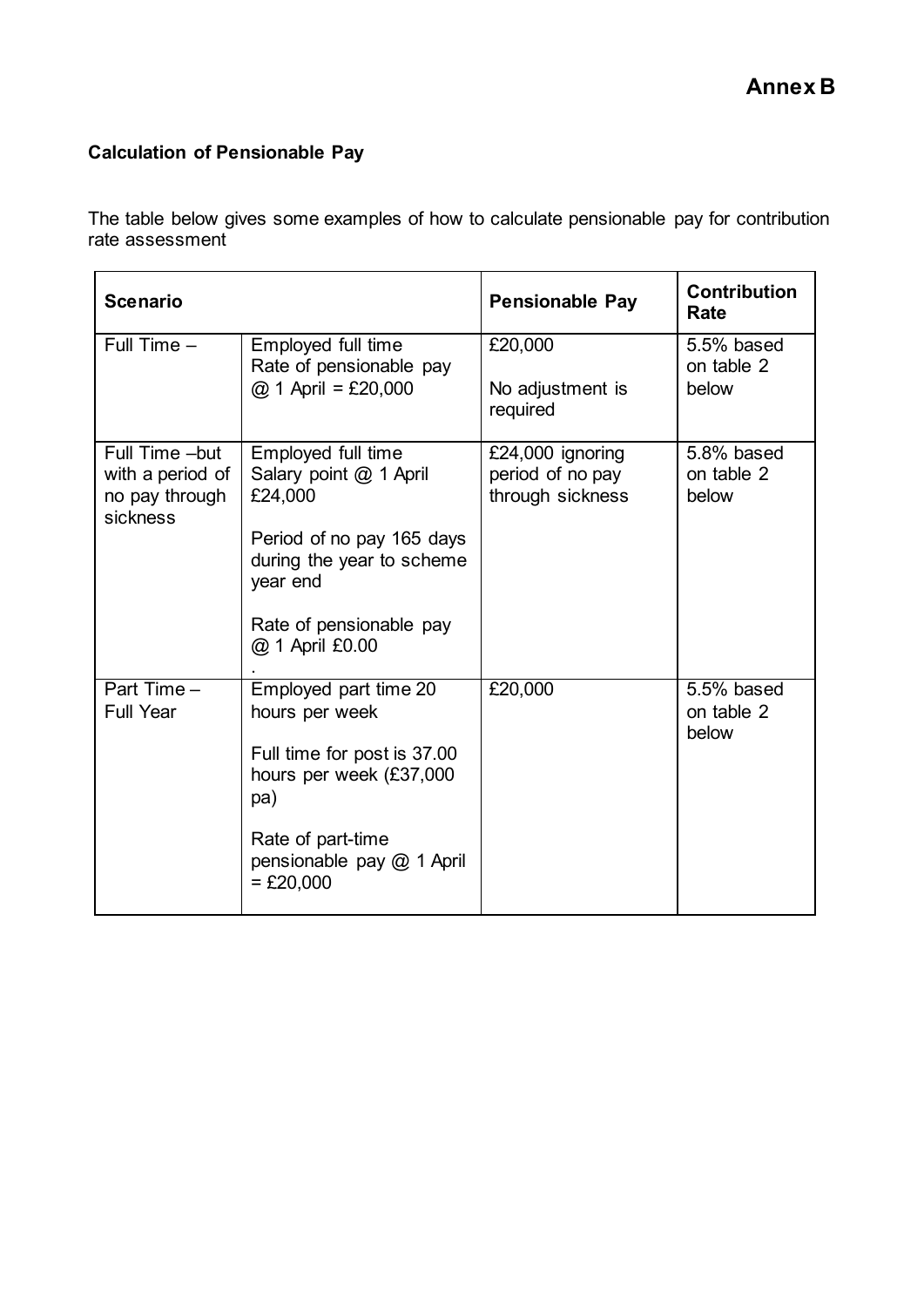# Annex B

**Calculation of Pensionable Pay**

The table below gives some examples of how to calculate pensionable pay for contribution rate assessment

| **Scenario** | | **Pensionable Pay** | **Contribution Rate** |
|---|---|---|---|
| Full Time – | Employed full time<br>Rate of pensionable pay @ 1 April = £20,000 | £20,000<br><br>No adjustment is required | 5.5% based on table 2 below |
| Full Time –but with a period of no pay through sickness | Employed full time<br>Salary point @ 1 April £24,000<br><br>Period of no pay 165 days during the year to scheme year end<br><br>Rate of pensionable pay @ 1 April £0.00<br>. | £24,000 ignoring period of no pay through sickness | 5.8% based on table 2 below |
| Part Time – Full Year | Employed part time 20 hours per week<br><br>Full time for post is 37.00 hours per week (£37,000 pa)<br><br>Rate of part-time pensionable pay @ 1 April = £20,000 | £20,000 | 5.5% based on table 2 below |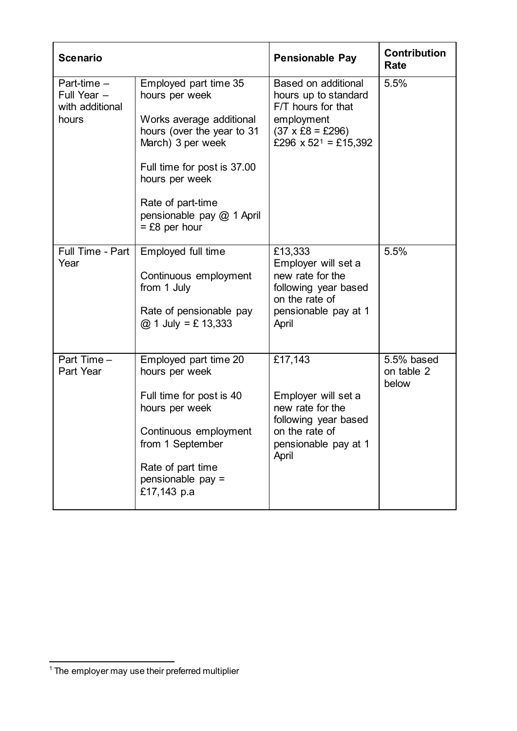| Scenario | | Pensionable Pay | Contribution Rate |
|---|---|---|---|
| Part-time – Full Year – with additional hours | Employed part time 35 hours per week<br><br>Works average additional hours (over the year to 31 March) 3 per week<br><br>Full time for post is 37.00 hours per week<br><br>Rate of part-time pensionable pay @ 1 April = £8 per hour | Based on additional hours up to standard F/T hours for that employment<br>(37 x £8 = £296)<br>£296 x 52[1] = £15,392 | 5.5% |
| Full Time - Part Year | Employed full time<br><br>Continuous employment from 1 July<br><br>Rate of pensionable pay @ 1 July = £ 13,333 | £13,333<br>Employer will set a new rate for the following year based on the rate of pensionable pay at 1 April | 5.5% |
| Part Time – Part Year | Employed part time 20 hours per week<br><br>Full time for post is 40 hours per week<br><br>Continuous employment from 1 September<br><br>Rate of part time pensionable pay = £17,143 p.a | £17,143<br><br>Employer will set a new rate for the following year based on the rate of pensionable pay at 1 April | 5.5% based on table 2 below |

[1] The employer may use their preferred multiplier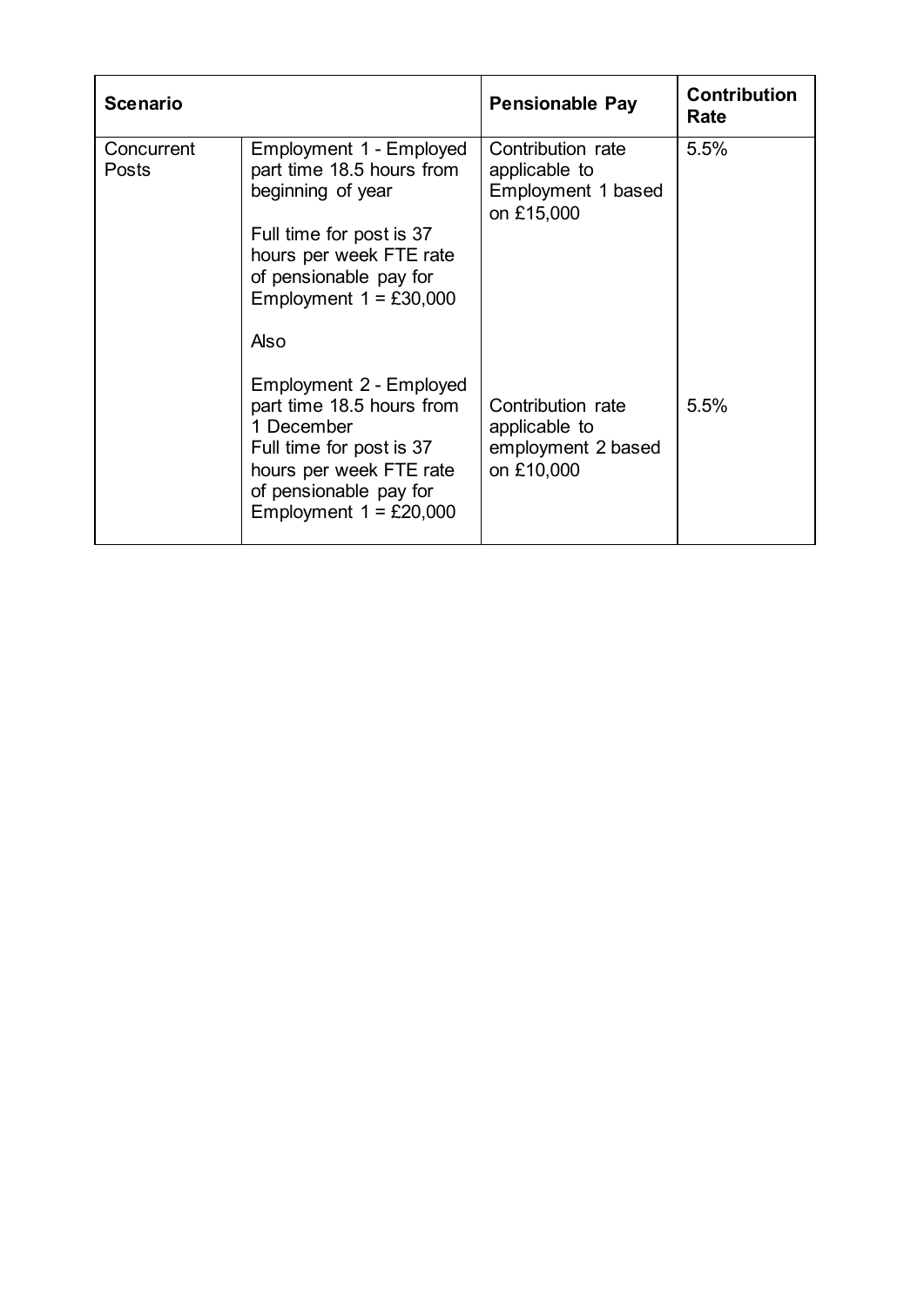| Scenario | | Pensionable Pay | Contribution Rate |
|---|---|---|---|
| Concurrent Posts | Employment 1 - Employed part time 18.5 hours from beginning of year<br><br>Full time for post is 37 hours per week FTE rate of pensionable pay for Employment 1 = £30,000<br><br>Also | Contribution rate applicable to Employment 1 based on £15,000 | 5.5% |
| | Employment 2 - Employed part time 18.5 hours from 1 December<br>Full time for post is 37 hours per week FTE rate of pensionable pay for Employment 1 = £20,000 | Contribution rate applicable to employment 2 based on £10,000 | 5.5% |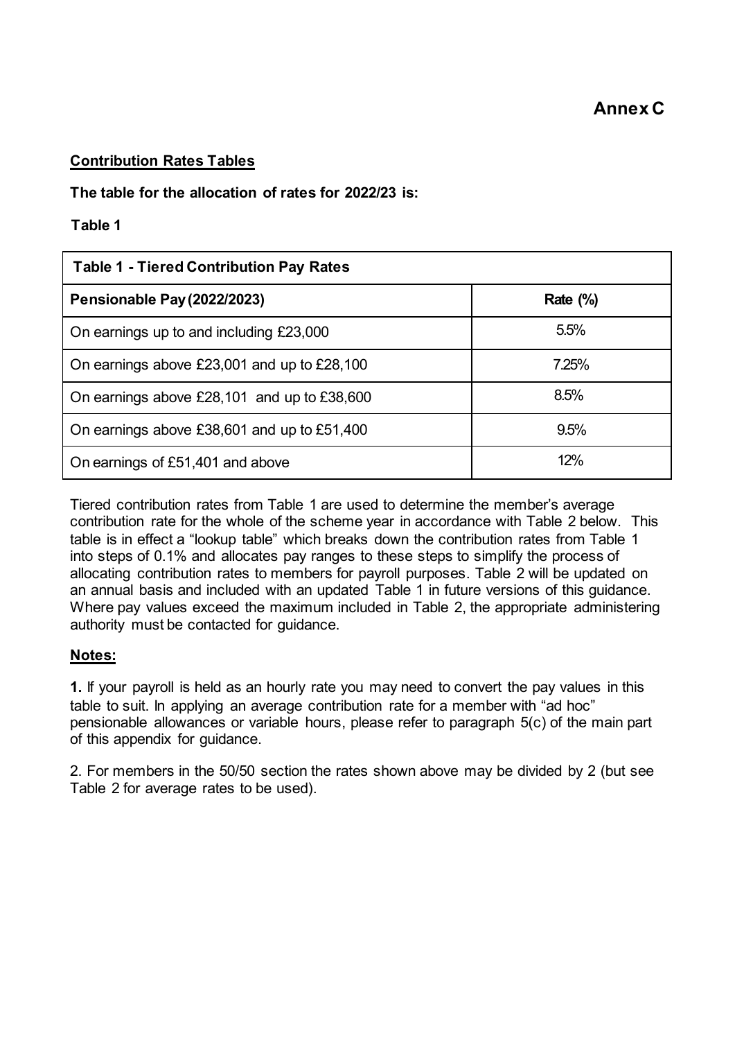# Annex C

**Contribution Rates Tables**

**The table for the allocation of rates for 2022/23 is:**

**Table 1**

| **Table 1 - Tiered Contribution Pay Rates** | |
|---|---|
| **Pensionable Pay (2022/2023)** | **Rate (%)** |
| On earnings up to and including £23,000 | 5.5% |
| On earnings above £23,001 and up to £28,100 | 7.25% |
| On earnings above £28,101 and up to £38,600 | 8.5% |
| On earnings above £38,601 and up to £51,400 | 9.5% |
| On earnings of £51,401 and above | 12% |

Tiered contribution rates from Table 1 are used to determine the member's average contribution rate for the whole of the scheme year in accordance with Table 2 below. This table is in effect a "lookup table" which breaks down the contribution rates from Table 1 into steps of 0.1% and allocates pay ranges to these steps to simplify the process of allocating contribution rates to members for payroll purposes. Table 2 will be updated on an annual basis and included with an updated Table 1 in future versions of this guidance. Where pay values exceed the maximum included in Table 2, the appropriate administering authority must be contacted for guidance.

**Notes:**

**1.** If your payroll is held as an hourly rate you may need to convert the pay values in this table to suit. In applying an average contribution rate for a member with "ad hoc" pensionable allowances or variable hours, please refer to paragraph 5(c) of the main part of this appendix for guidance.

2. For members in the 50/50 section the rates shown above may be divided by 2 (but see Table 2 for average rates to be used).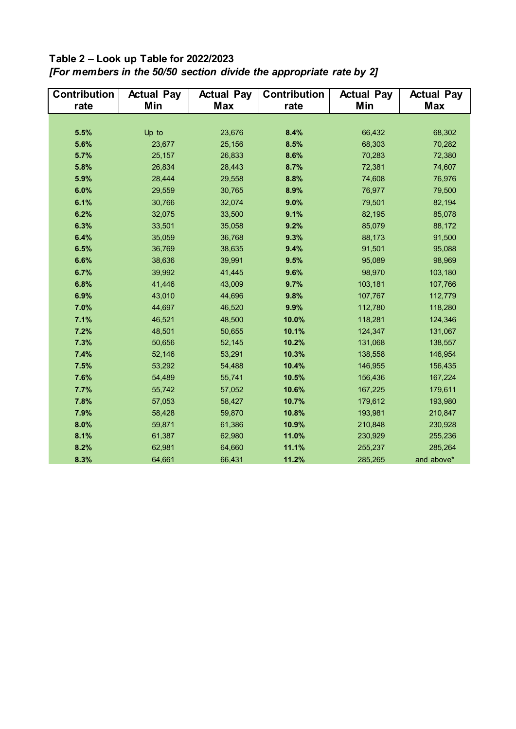**Table 2 – Look up Table for 2022/2023**

***[For members in the 50/50 section divide the appropriate rate by 2]***

| Contribution rate | Actual Pay Min | Actual Pay Max | Contribution rate | Actual Pay Min | Actual Pay Max |
|---|---|---|---|---|---|
| **5.5%** | Up to | 23,676 | **8.4%** | 66,432 | 68,302 |
| **5.6%** | 23,677 | 25,156 | **8.5%** | 68,303 | 70,282 |
| **5.7%** | 25,157 | 26,833 | **8.6%** | 70,283 | 72,380 |
| **5.8%** | 26,834 | 28,443 | **8.7%** | 72,381 | 74,607 |
| **5.9%** | 28,444 | 29,558 | **8.8%** | 74,608 | 76,976 |
| **6.0%** | 29,559 | 30,765 | **8.9%** | 76,977 | 79,500 |
| **6.1%** | 30,766 | 32,074 | **9.0%** | 79,501 | 82,194 |
| **6.2%** | 32,075 | 33,500 | **9.1%** | 82,195 | 85,078 |
| **6.3%** | 33,501 | 35,058 | **9.2%** | 85,079 | 88,172 |
| **6.4%** | 35,059 | 36,768 | **9.3%** | 88,173 | 91,500 |
| **6.5%** | 36,769 | 38,635 | **9.4%** | 91,501 | 95,088 |
| **6.6%** | 38,636 | 39,991 | **9.5%** | 95,089 | 98,969 |
| **6.7%** | 39,992 | 41,445 | **9.6%** | 98,970 | 103,180 |
| **6.8%** | 41,446 | 43,009 | **9.7%** | 103,181 | 107,766 |
| **6.9%** | 43,010 | 44,696 | **9.8%** | 107,767 | 112,779 |
| **7.0%** | 44,697 | 46,520 | **9.9%** | 112,780 | 118,280 |
| **7.1%** | 46,521 | 48,500 | **10.0%** | 118,281 | 124,346 |
| **7.2%** | 48,501 | 50,655 | **10.1%** | 124,347 | 131,067 |
| **7.3%** | 50,656 | 52,145 | **10.2%** | 131,068 | 138,557 |
| **7.4%** | 52,146 | 53,291 | **10.3%** | 138,558 | 146,954 |
| **7.5%** | 53,292 | 54,488 | **10.4%** | 146,955 | 156,435 |
| **7.6%** | 54,489 | 55,741 | **10.5%** | 156,436 | 167,224 |
| **7.7%** | 55,742 | 57,052 | **10.6%** | 167,225 | 179,611 |
| **7.8%** | 57,053 | 58,427 | **10.7%** | 179,612 | 193,980 |
| **7.9%** | 58,428 | 59,870 | **10.8%** | 193,981 | 210,847 |
| **8.0%** | 59,871 | 61,386 | **10.9%** | 210,848 | 230,928 |
| **8.1%** | 61,387 | 62,980 | **11.0%** | 230,929 | 255,236 |
| **8.2%** | 62,981 | 64,660 | **11.1%** | 255,237 | 285,264 |
| **8.3%** | 64,661 | 66,431 | **11.2%** | 285,265 | and above* |